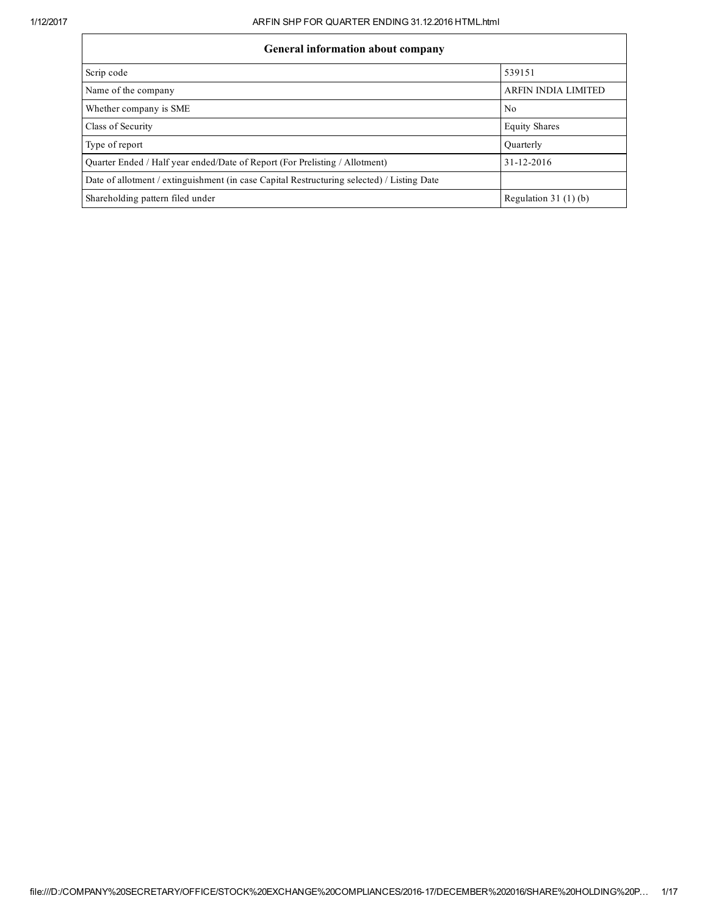| General information about company | |
|---|---|
| Scrip code | 539151 |
| Name of the company | ARFIN INDIA LIMITED |
| Whether company is SME | No |
| Class of Security | Equity Shares |
| Type of report | Quarterly |
| Quarter Ended / Half year ended/Date of Report (For Prelisting / Allotment) | 31-12-2016 |
| Date of allotment / extinguishment (in case Capital Restructuring selected) / Listing Date | |
| Shareholding pattern filed under | Regulation 31 (1) (b) |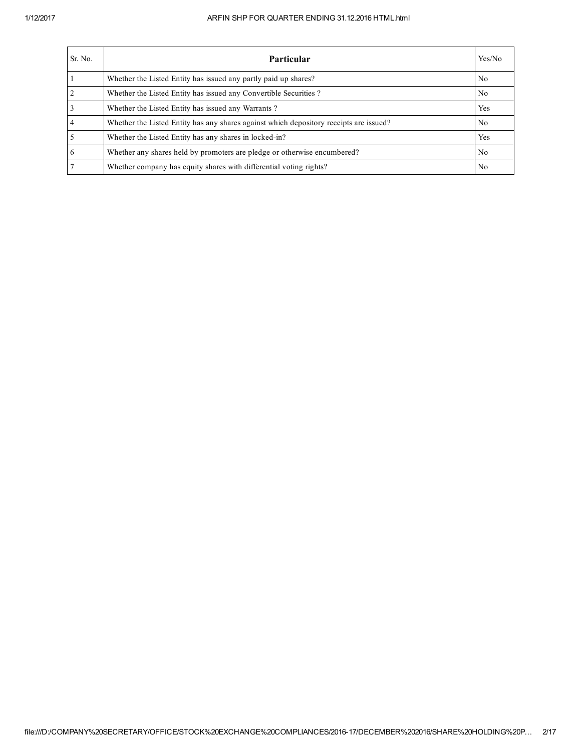| Sr. No. | Particular | Yes/No |
|---|---|---|
| 1 | Whether the Listed Entity has issued any partly paid up shares? | No |
| 2 | Whether the Listed Entity has issued any Convertible Securities ? | No |
| 3 | Whether the Listed Entity has issued any Warrants ? | Yes |
| 4 | Whether the Listed Entity has any shares against which depository receipts are issued? | No |
| 5 | Whether the Listed Entity has any shares in locked-in? | Yes |
| 6 | Whether any shares held by promoters are pledge or otherwise encumbered? | No |
| 7 | Whether company has equity shares with differential voting rights? | No |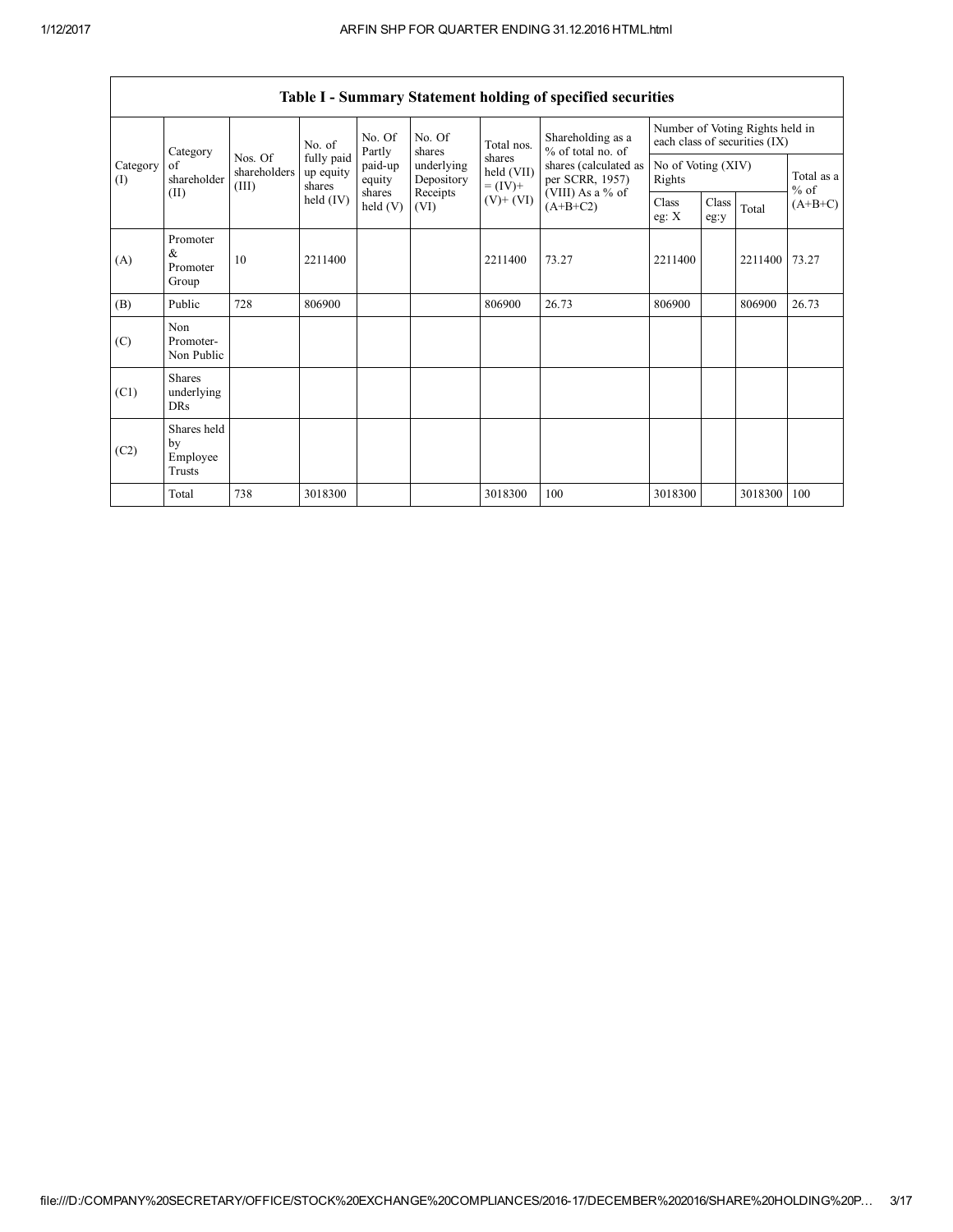## Table I - Summary Statement holding of specified securities

| Category (I) | Category of shareholder (II) | Nos. Of shareholders (III) | No. of fully paid up equity shares held (IV) | No. Of Partly paid-up equity shares held (V) | No. Of shares underlying Depository Receipts (VI) | Total nos. shares held (VII) = (IV)+ (V)+ (VI) | Shareholding as a % of total no. of shares (calculated as per SCRR, 1957) (VIII) As a % of (A+B+C2) | Number of Voting Rights held in each class of securities (IX) | | | |
|---|---|---|---|---|---|---|---|---|---|---|---|
| | | | | | | | | No of Voting (XIV) Rights | | | Total as a % of (A+B+C) |
| | | | | | | | | Class eg: X | Class eg:y | Total | |
| (A) | Promoter & Promoter Group | 10 | 2211400 | | | 2211400 | 73.27 | 2211400 | | 2211400 | 73.27 |
| (B) | Public | 728 | 806900 | | | 806900 | 26.73 | 806900 | | 806900 | 26.73 |
| (C) | Non Promoter- Non Public | | | | | | | | | | |
| (C1) | Shares underlying DRs | | | | | | | | | | |
| (C2) | Shares held by Employee Trusts | | | | | | | | | | |
| | Total | 738 | 3018300 | | | 3018300 | 100 | 3018300 | | 3018300 | 100 |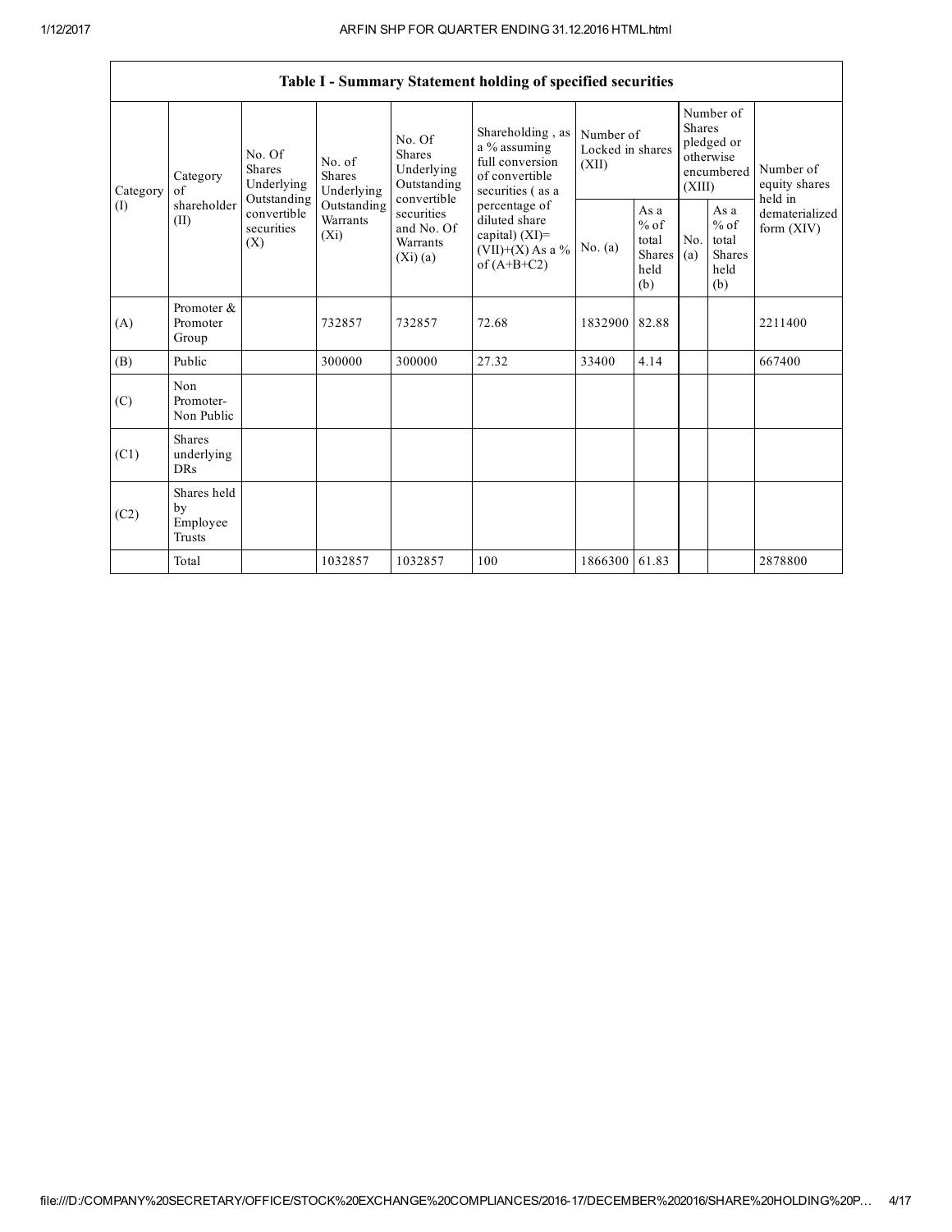| Table I - Summary Statement holding of specified securities | | | | | | | | | | | |
|---|---|---|---|---|---|---|---|---|---|---|---|
| Category (I) | Category of shareholder (II) | No. Of Shares Underlying Outstanding convertible securities (X) | No. of Shares Underlying Outstanding Warrants (Xi) | No. Of Shares Underlying Outstanding convertible securities and No. Of Warrants (Xi) (a) | Shareholding , as a % assuming full conversion of convertible securities ( as a percentage of diluted share capital) (XI)= (VII)+(X) As a % of (A+B+C2) | Number of Locked in shares (XII) | | Number of Shares pledged or otherwise encumbered (XIII) | | Number of equity shares held in dematerialized form (XIV) |
| | | | | | | No. (a) | As a % of total Shares held (b) | No. (a) | As a % of total Shares held (b) | |
| (A) | Promoter & Promoter Group | | 732857 | 732857 | 72.68 | 1832900 | 82.88 | | | 2211400 |
| (B) | Public | | 300000 | 300000 | 27.32 | 33400 | 4.14 | | | 667400 |
| (C) | Non Promoter- Non Public | | | | | | | | | |
| (C1) | Shares underlying DRs | | | | | | | | | |
| (C2) | Shares held by Employee Trusts | | | | | | | | | |
| | Total | | 1032857 | 1032857 | 100 | 1866300 | 61.83 | | | 2878800 |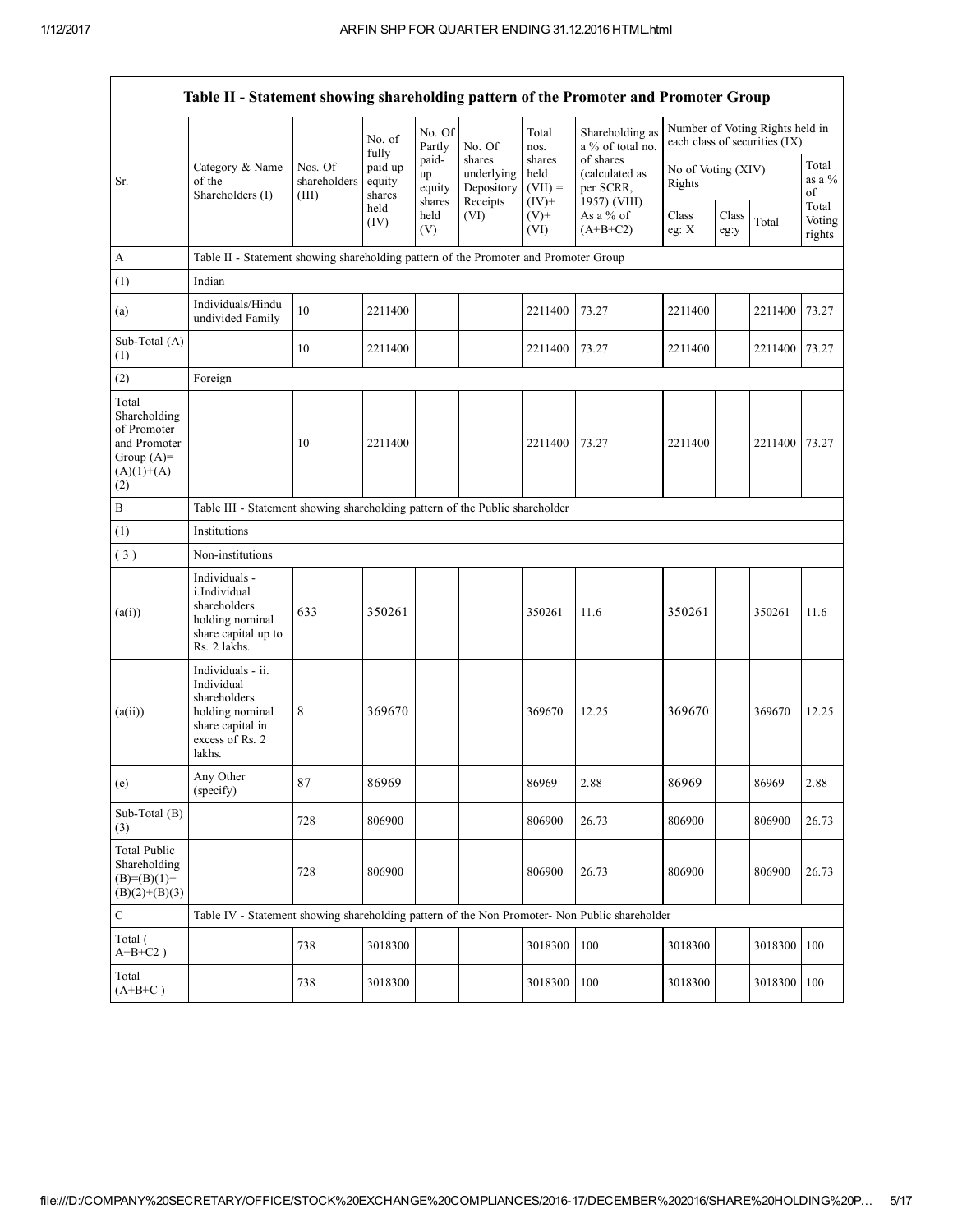| Table II - Statement showing shareholding pattern of the Promoter and Promoter Group | | | | | | | | | | | |
|---|---|---|---|---|---|---|---|---|---|---|---|
| Sr. | Category & Name of the Shareholders (I) | Nos. Of shareholders (III) | No. of fully paid up equity shares held (IV) | No. Of Partly paid-up equity shares held (V) | No. Of shares underlying Depository Receipts (VI) | Total nos. shares held (VII) = (IV)+(V)+(VI) | Shareholding as a % of total no. of shares (calculated as per SCRR, 1957) (VIII) As a % of (A+B+C2) | Number of Voting Rights held in each class of securities (IX) | | | |
| | | | | | | | | No of Voting (XIV) Rights | | | Total as a % of Total Voting rights |
| | | | | | | | | Class eg: X | Class eg:y | Total | |
| A | Table II - Statement showing shareholding pattern of the Promoter and Promoter Group | | | | | | | | | | |
| (1) | Indian | | | | | | | | | | |
| (a) | Individuals/Hindu undivided Family | 10 | 2211400 | | | 2211400 | 73.27 | 2211400 | | 2211400 | 73.27 |
| Sub-Total (A)(1) | | 10 | 2211400 | | | 2211400 | 73.27 | 2211400 | | 2211400 | 73.27 |
| (2) | Foreign | | | | | | | | | | |
| Total Shareholding of Promoter and Promoter Group (A)=(A)(1)+(A)(2) | | 10 | 2211400 | | | 2211400 | 73.27 | 2211400 | | 2211400 | 73.27 |
| B | Table III - Statement showing shareholding pattern of the Public shareholder | | | | | | | | | | |
| (1) | Institutions | | | | | | | | | | |
| (3) | Non-institutions | | | | | | | | | | |
| (a(i)) | Individuals - i.Individual shareholders holding nominal share capital up to Rs. 2 lakhs. | 633 | 350261 | | | 350261 | 11.6 | 350261 | | 350261 | 11.6 |
| (a(ii)) | Individuals - ii. Individual shareholders holding nominal share capital in excess of Rs. 2 lakhs. | 8 | 369670 | | | 369670 | 12.25 | 369670 | | 369670 | 12.25 |
| (e) | Any Other (specify) | 87 | 86969 | | | 86969 | 2.88 | 86969 | | 86969 | 2.88 |
| Sub-Total (B)(3) | | 728 | 806900 | | | 806900 | 26.73 | 806900 | | 806900 | 26.73 |
| Total Public Shareholding (B)=(B)(1)+(B)(2)+(B)(3) | | 728 | 806900 | | | 806900 | 26.73 | 806900 | | 806900 | 26.73 |
| C | Table IV - Statement showing shareholding pattern of the Non Promoter- Non Public shareholder | | | | | | | | | | |
| Total (A+B+C2) | | 738 | 3018300 | | | 3018300 | 100 | 3018300 | | 3018300 | 100 |
| Total (A+B+C) | | 738 | 3018300 | | | 3018300 | 100 | 3018300 | | 3018300 | 100 |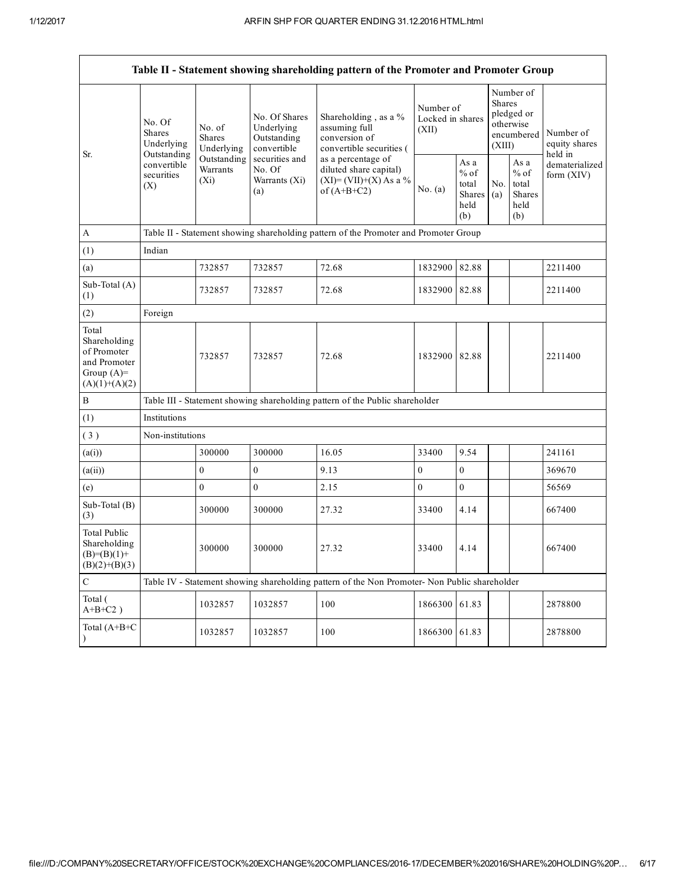| Table II - Statement showing shareholding pattern of the Promoter and Promoter Group | | | | | | | | | |
|---|---|---|---|---|---|---|---|---|---|
| Sr. | No. Of Shares Underlying Outstanding convertible securities (X) | No. of Shares Underlying Outstanding Warrants (Xi) | No. Of Shares Underlying Outstanding convertible securities and No. Of Warrants (Xi) (a) | Shareholding , as a % assuming full conversion of convertible securities ( as a percentage of diluted share capital) (XI)= (VII)+(X) As a % of (A+B+C2) | Number of Locked in shares (XII) | | Number of Shares pledged or otherwise encumbered (XIII) | | Number of equity shares held in dematerialized form (XIV) |
| | | | | | No. (a) | As a % of total Shares held (b) | No. (a) | As a % of total Shares held (b) | |
| A | Table II - Statement showing shareholding pattern of the Promoter and Promoter Group | | | | | | | | |
| (1) | Indian | | | | | | | | |
| (a) | | 732857 | 732857 | 72.68 | 1832900 | 82.88 | | | 2211400 |
| Sub-Total (A) (1) | | 732857 | 732857 | 72.68 | 1832900 | 82.88 | | | 2211400 |
| (2) | Foreign | | | | | | | | |
| Total Shareholding of Promoter and Promoter Group (A)= (A)(1)+(A)(2) | | 732857 | 732857 | 72.68 | 1832900 | 82.88 | | | 2211400 |
| B | Table III - Statement showing shareholding pattern of the Public shareholder | | | | | | | | |
| (1) | Institutions | | | | | | | | |
| ( 3 ) | Non-institutions | | | | | | | | |
| (a(i)) | | 300000 | 300000 | 16.05 | 33400 | 9.54 | | | 241161 |
| (a(ii)) | | 0 | 0 | 9.13 | 0 | 0 | | | 369670 |
| (e) | | 0 | 0 | 2.15 | 0 | 0 | | | 56569 |
| Sub-Total (B) (3) | | 300000 | 300000 | 27.32 | 33400 | 4.14 | | | 667400 |
| Total Public Shareholding (B)=(B)(1)+ (B)(2)+(B)(3) | | 300000 | 300000 | 27.32 | 33400 | 4.14 | | | 667400 |
| C | Table IV - Statement showing shareholding pattern of the Non Promoter- Non Public shareholder | | | | | | | | |
| Total ( A+B+C2 ) | | 1032857 | 1032857 | 100 | 1866300 | 61.83 | | | 2878800 |
| Total (A+B+C ) | | 1032857 | 1032857 | 100 | 1866300 | 61.83 | | | 2878800 |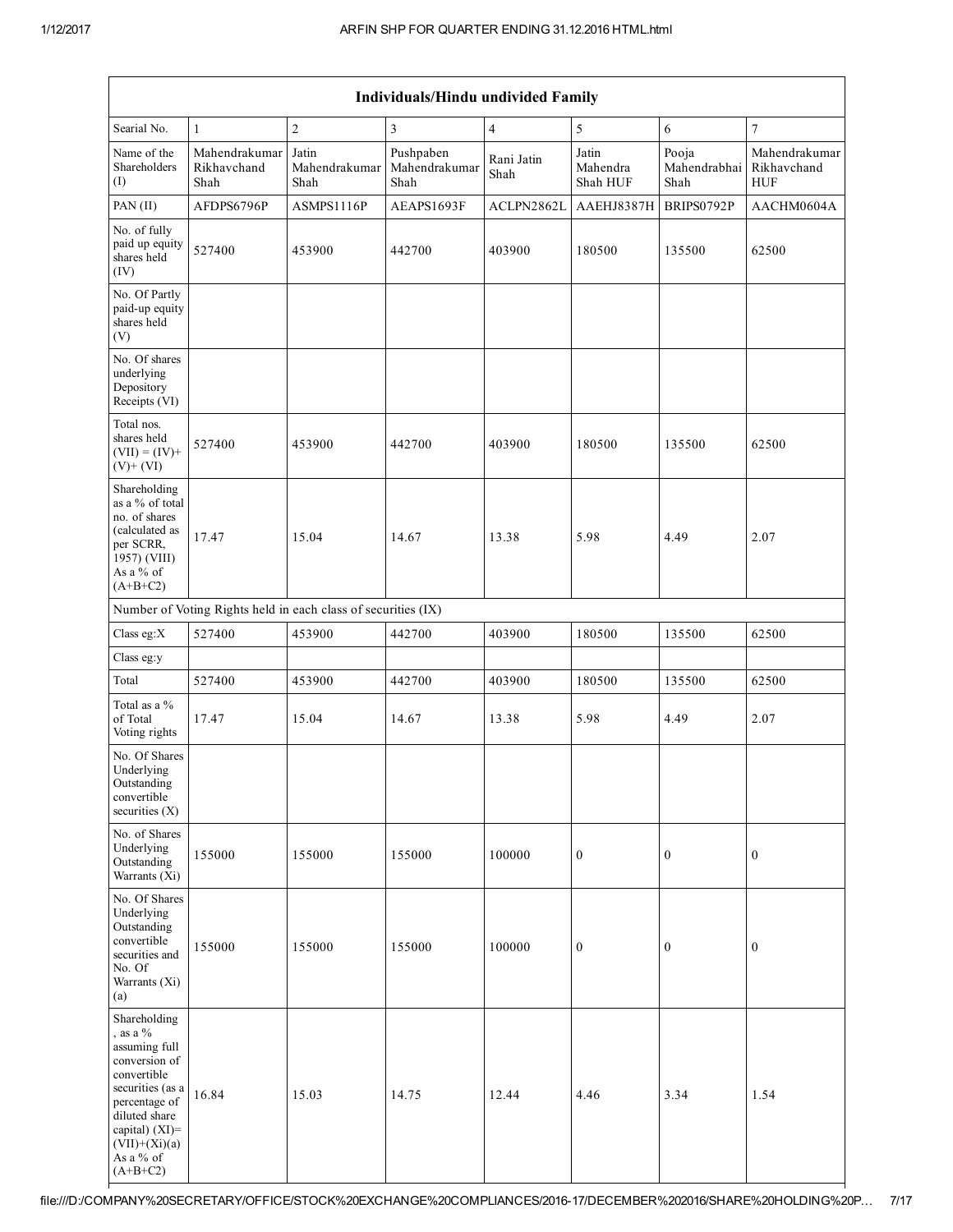| Individuals/Hindu undivided Family | | | | | | | |
|---|---|---|---|---|---|---|---|
| Searial No. | 1 | 2 | 3 | 4 | 5 | 6 | 7 |
| Name of the Shareholders (I) | Mahendrakumar Rikhavchand Shah | Jatin Mahendrakumar Shah | Pushpaben Mahendrakumar Shah | Rani Jatin Shah | Jatin Mahendra Shah HUF | Pooja Mahendrabhai Shah | Mahendrakumar Rikhavchand HUF |
| PAN (II) | AFDPS6796P | ASMPS1116P | AEAPS1693F | ACLPN2862L | AAEHJ8387H | BRIPS0792P | AACHM0604A |
| No. of fully paid up equity shares held (IV) | 527400 | 453900 | 442700 | 403900 | 180500 | 135500 | 62500 |
| No. Of Partly paid-up equity shares held (V) | | | | | | | |
| No. Of shares underlying Depository Receipts (VI) | | | | | | | |
| Total nos. shares held (VII) = (IV)+ (V)+ (VI) | 527400 | 453900 | 442700 | 403900 | 180500 | 135500 | 62500 |
| Shareholding as a % of total no. of shares (calculated as per SCRR, 1957) (VIII) As a % of (A+B+C2) | 17.47 | 15.04 | 14.67 | 13.38 | 5.98 | 4.49 | 2.07 |
| Number of Voting Rights held in each class of securities (IX) | | | | | | | |
| Class eg:X | 527400 | 453900 | 442700 | 403900 | 180500 | 135500 | 62500 |
| Class eg:y | | | | | | | |
| Total | 527400 | 453900 | 442700 | 403900 | 180500 | 135500 | 62500 |
| Total as a % of Total Voting rights | 17.47 | 15.04 | 14.67 | 13.38 | 5.98 | 4.49 | 2.07 |
| No. Of Shares Underlying Outstanding convertible securities (X) | | | | | | | |
| No. of Shares Underlying Outstanding Warrants (Xi) | 155000 | 155000 | 155000 | 100000 | 0 | 0 | 0 |
| No. Of Shares Underlying Outstanding convertible securities and No. Of Warrants (Xi) (a) | 155000 | 155000 | 155000 | 100000 | 0 | 0 | 0 |
| Shareholding , as a % assuming full conversion of convertible securities (as a percentage of diluted share capital) (XI)= (VII)+(Xi)(a) As a % of (A+B+C2) | 16.84 | 15.03 | 14.75 | 12.44 | 4.46 | 3.34 | 1.54 |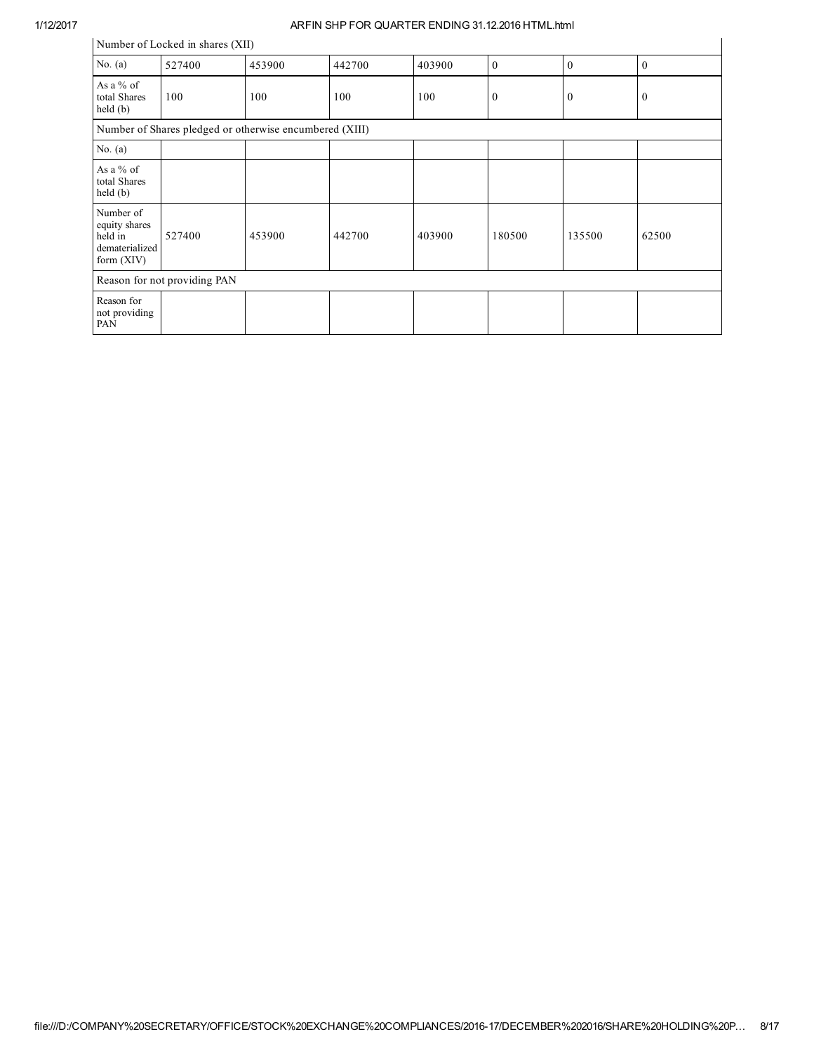| Number of Locked in shares (XII) | | | | | | | |
|---|---|---|---|---|---|---|---|
| No. (a) | 527400 | 453900 | 442700 | 403900 | 0 | 0 | 0 |
| As a % of total Shares held (b) | 100 | 100 | 100 | 100 | 0 | 0 | 0 |
| Number of Shares pledged or otherwise encumbered (XIII) | | | | | | | |
| No. (a) | | | | | | | |
| As a % of total Shares held (b) | | | | | | | |
| Number of equity shares held in dematerialized form (XIV) | 527400 | 453900 | 442700 | 403900 | 180500 | 135500 | 62500 |
| Reason for not providing PAN | | | | | | | |
| Reason for not providing PAN | | | | | | | |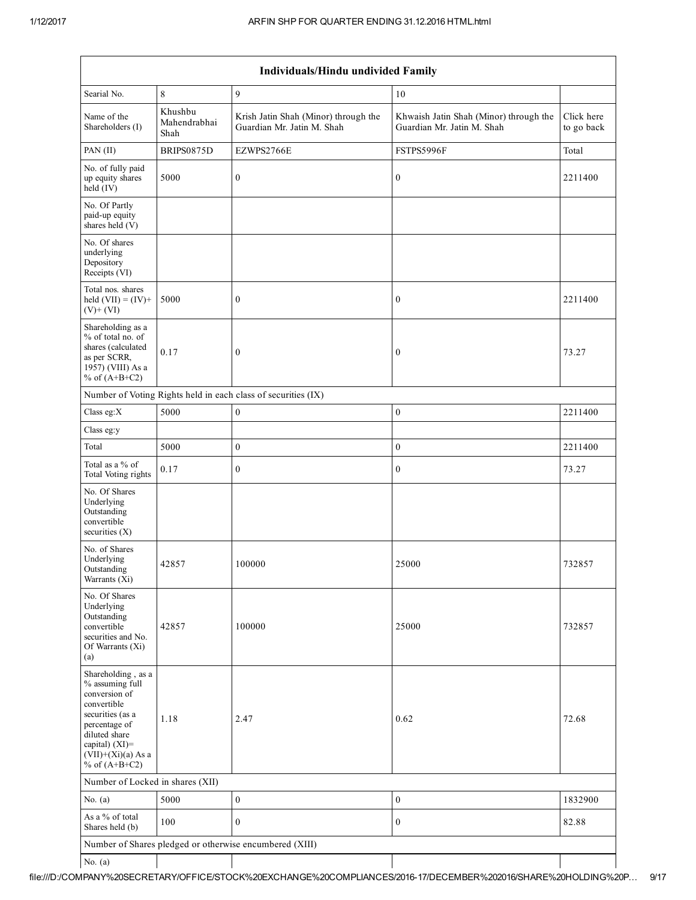| Individuals/Hindu undivided Family | | | | |
|---|---|---|---|---|
| Searial No. | 8 | 9 | 10 | |
| Name of the Shareholders (I) | Khushbu Mahendrabhai Shah | Krish Jatin Shah (Minor) through the Guardian Mr. Jatin M. Shah | Khwaish Jatin Shah (Minor) through the Guardian Mr. Jatin M. Shah | Click here to go back |
| PAN (II) | BRIPS0875D | EZWPS2766E | FSTPS5996F | Total |
| No. of fully paid up equity shares held (IV) | 5000 | 0 | 0 | 2211400 |
| No. Of Partly paid-up equity shares held (V) | | | | |
| No. Of shares underlying Depository Receipts (VI) | | | | |
| Total nos. shares held (VII) = (IV)+ (V)+ (VI) | 5000 | 0 | 0 | 2211400 |
| Shareholding as a % of total no. of shares (calculated as per SCRR, 1957) (VIII) As a % of (A+B+C2) | 0.17 | 0 | 0 | 73.27 |
| Number of Voting Rights held in each class of securities (IX) | | | | |
| Class eg:X | 5000 | 0 | 0 | 2211400 |
| Class eg:y | | | | |
| Total | 5000 | 0 | 0 | 2211400 |
| Total as a % of Total Voting rights | 0.17 | 0 | 0 | 73.27 |
| No. Of Shares Underlying Outstanding convertible securities (X) | | | | |
| No. of Shares Underlying Outstanding Warrants (Xi) | 42857 | 100000 | 25000 | 732857 |
| No. Of Shares Underlying Outstanding convertible securities and No. Of Warrants (Xi) (a) | 42857 | 100000 | 25000 | 732857 |
| Shareholding , as a % assuming full conversion of convertible securities (as a percentage of diluted share capital) (XI)= (VII)+(Xi)(a) As a % of (A+B+C2) | 1.18 | 2.47 | 0.62 | 72.68 |
| Number of Locked in shares (XII) | | | | |
| No. (a) | 5000 | 0 | 0 | 1832900 |
| As a % of total Shares held (b) | 100 | 0 | 0 | 82.88 |
| Number of Shares pledged or otherwise encumbered (XIII) | | | | |
| No. (a) | | | | |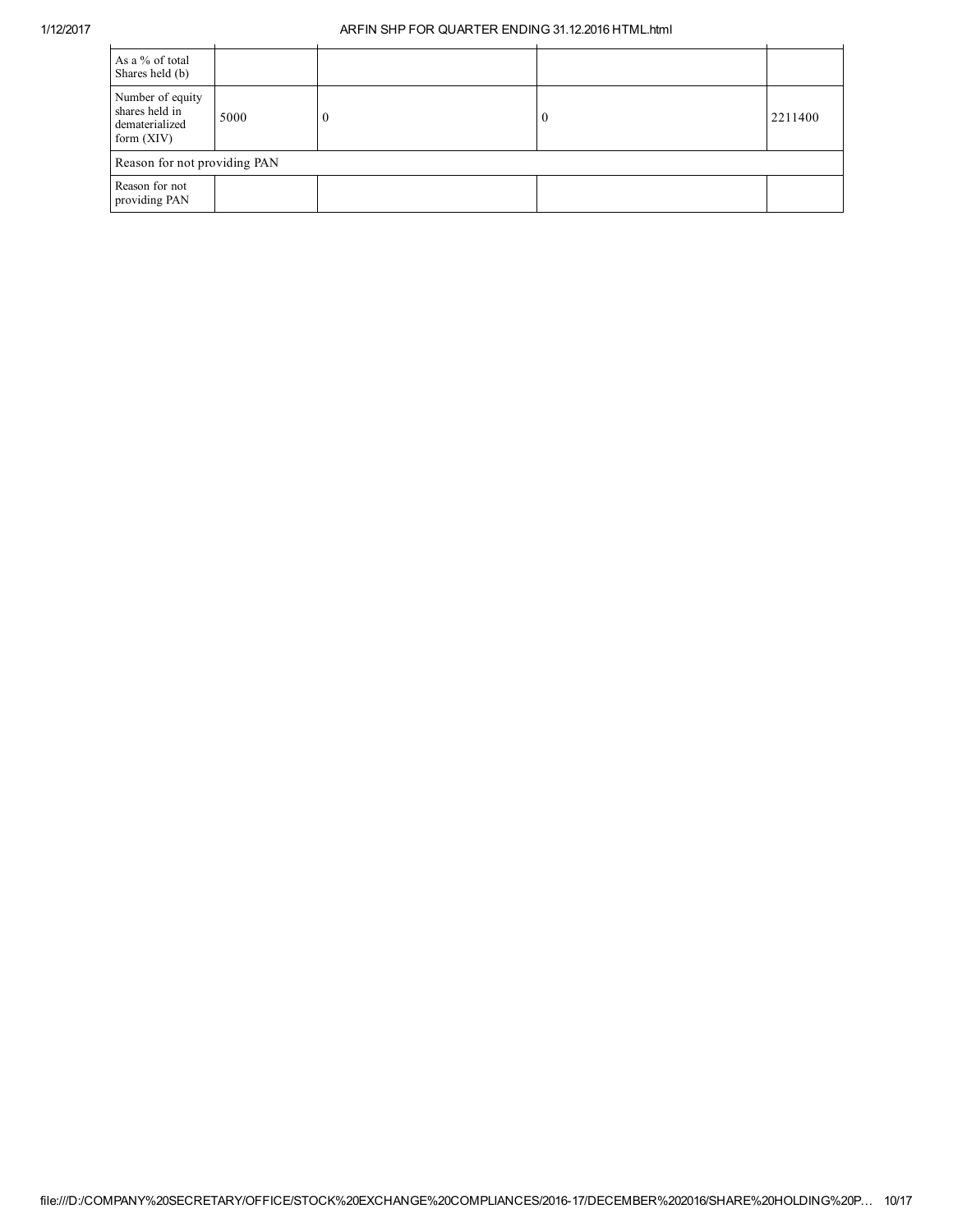| | | | | |
|---|---|---|---|---|
| As a % of total Shares held (b) | | | | |
| Number of equity shares held in dematerialized form (XIV) | 5000 | 0 | 0 | 2211400 |
| Reason for not providing PAN | | | | |
| Reason for not providing PAN | | | | |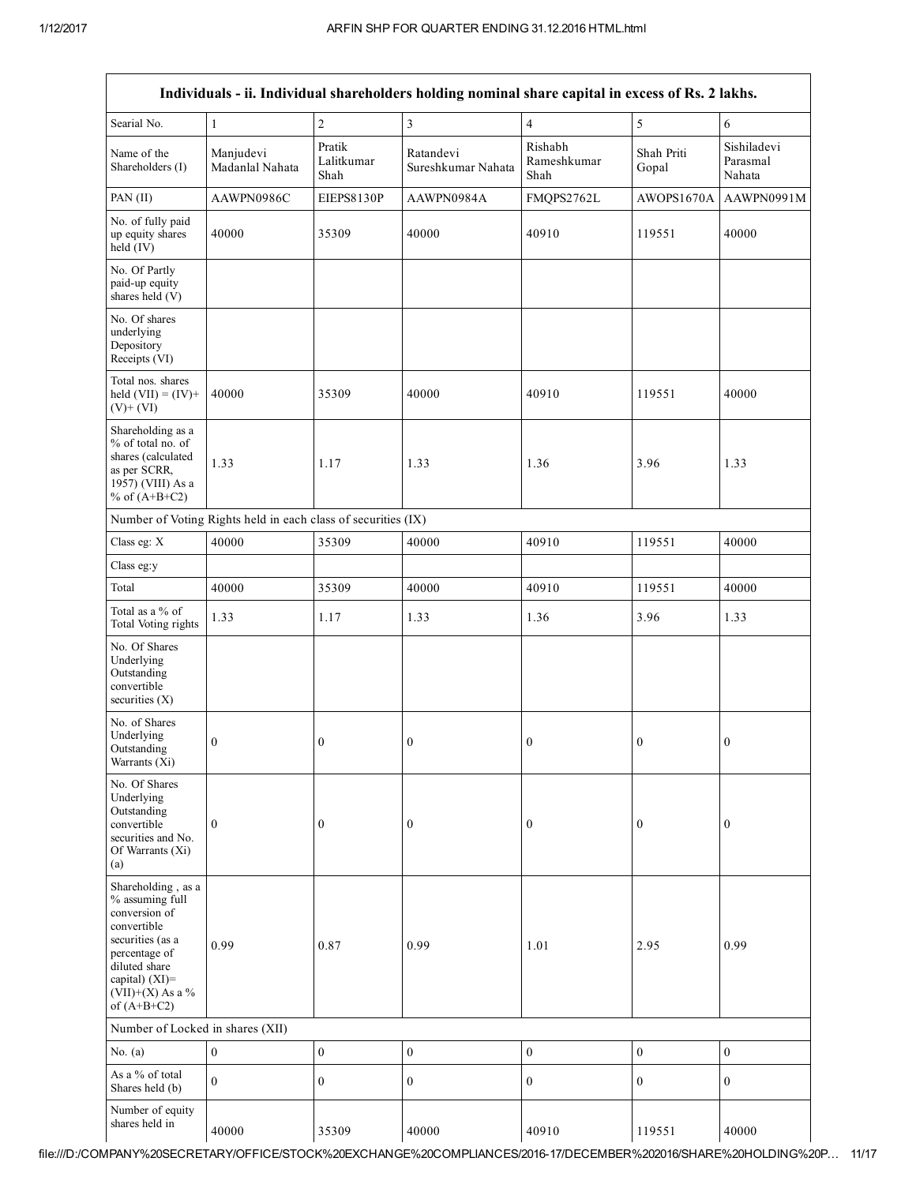| Individuals - ii. Individual shareholders holding nominal share capital in excess of Rs. 2 lakhs. | | | | | | |
|---|---|---|---|---|---|---|
| Searial No. | 1 | 2 | 3 | 4 | 5 | 6 |
| Name of the Shareholders (I) | Manjudevi Madanlal Nahata | Pratik Lalitkumar Shah | Ratandevi Sureshkumar Nahata | Rishabh Rameshkumar Shah | Shah Priti Gopal | Sishiladevi Parasmal Nahata |
| PAN (II) | AAWPN0986C | EIEPS8130P | AAWPN0984A | FMQPS2762L | AWOPS1670A | AAWPN0991M |
| No. of fully paid up equity shares held (IV) | 40000 | 35309 | 40000 | 40910 | 119551 | 40000 |
| No. Of Partly paid-up equity shares held (V) | | | | | | |
| No. Of shares underlying Depository Receipts (VI) | | | | | | |
| Total nos. shares held (VII) = (IV)+ (V)+ (VI) | 40000 | 35309 | 40000 | 40910 | 119551 | 40000 |
| Shareholding as a % of total no. of shares (calculated as per SCRR, 1957) (VIII) As a % of (A+B+C2) | 1.33 | 1.17 | 1.33 | 1.36 | 3.96 | 1.33 |
| Number of Voting Rights held in each class of securities (IX) | | | | | | |
| Class eg: X | 40000 | 35309 | 40000 | 40910 | 119551 | 40000 |
| Class eg:y | | | | | | |
| Total | 40000 | 35309 | 40000 | 40910 | 119551 | 40000 |
| Total as a % of Total Voting rights | 1.33 | 1.17 | 1.33 | 1.36 | 3.96 | 1.33 |
| No. Of Shares Underlying Outstanding convertible securities (X) | | | | | | |
| No. of Shares Underlying Outstanding Warrants (Xi) | 0 | 0 | 0 | 0 | 0 | 0 |
| No. Of Shares Underlying Outstanding convertible securities and No. Of Warrants (Xi) (a) | 0 | 0 | 0 | 0 | 0 | 0 |
| Shareholding , as a % assuming full conversion of convertible securities (as a percentage of diluted share capital) (XI)= (VII)+(X) As a % of (A+B+C2) | 0.99 | 0.87 | 0.99 | 1.01 | 2.95 | 0.99 |
| Number of Locked in shares (XII) | | | | | | |
| No. (a) | 0 | 0 | 0 | 0 | 0 | 0 |
| As a % of total Shares held (b) | 0 | 0 | 0 | 0 | 0 | 0 |
| Number of equity shares held in | 40000 | 35309 | 40000 | 40910 | 119551 | 40000 |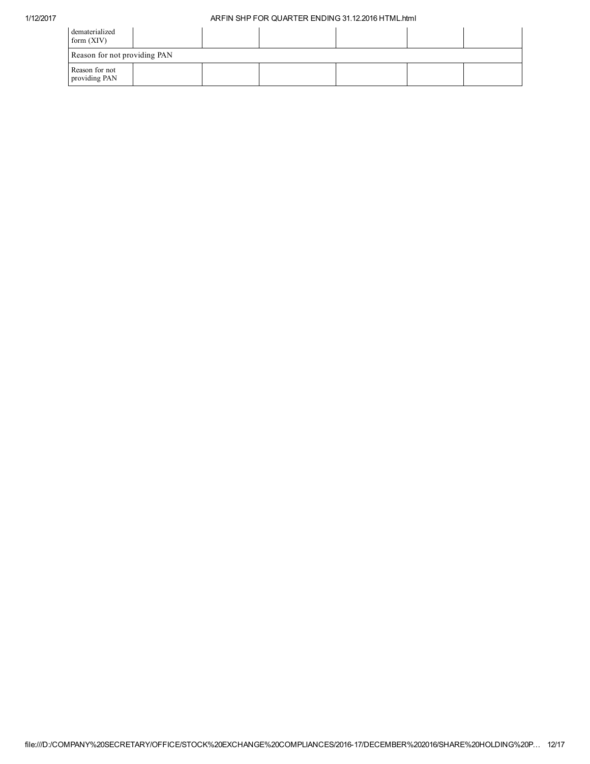| dematerialized form (XIV) | | | | | | |
|---|---|---|---|---|---|---|
| Reason for not providing PAN | | | | | | |
| Reason for not providing PAN | | | | | | |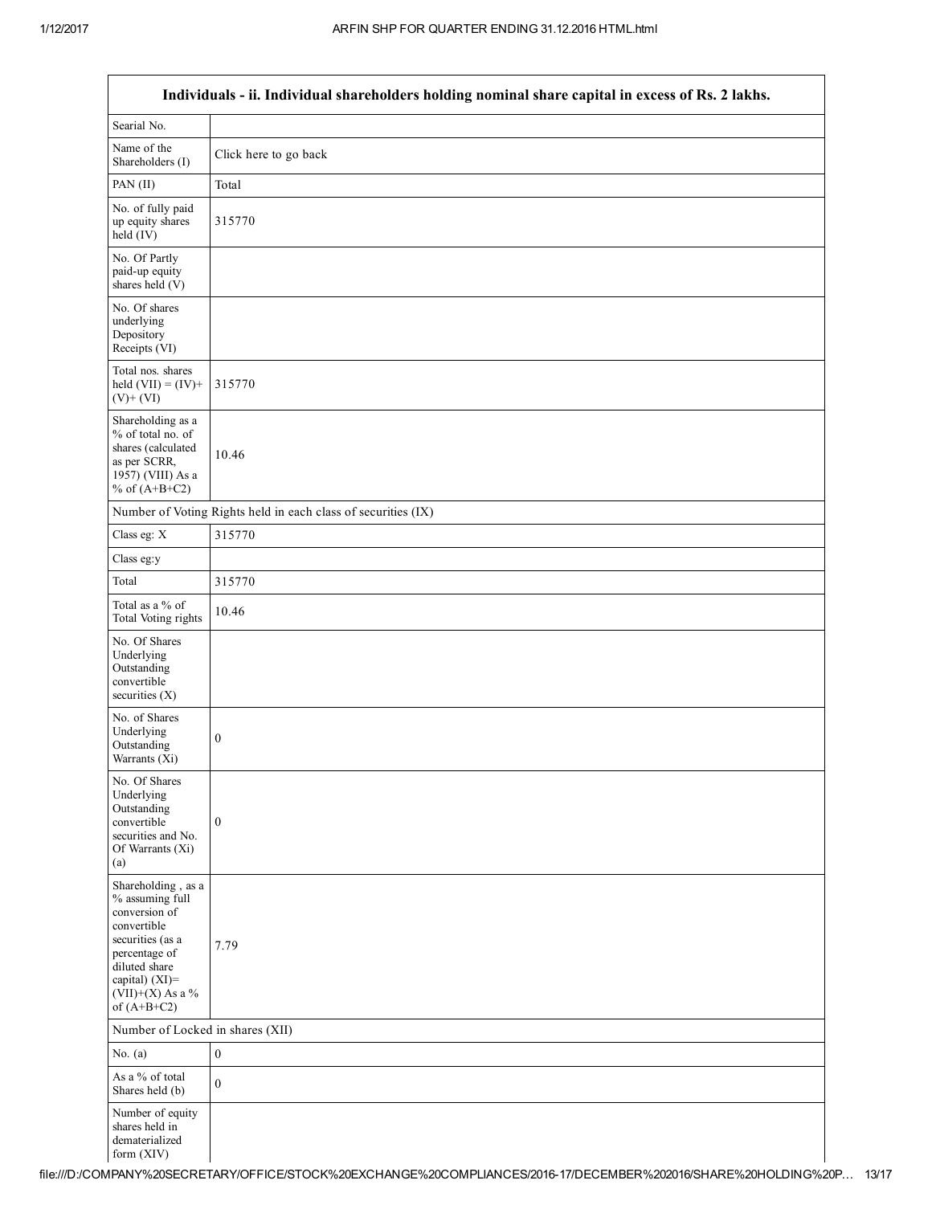| Individuals - ii. Individual shareholders holding nominal share capital in excess of Rs. 2 lakhs. | |
|---|---|
| Searial No. | |
| Name of the Shareholders (I) | Click here to go back |
| PAN (II) | Total |
| No. of fully paid up equity shares held (IV) | 315770 |
| No. Of Partly paid-up equity shares held (V) | |
| No. Of shares underlying Depository Receipts (VI) | |
| Total nos. shares held (VII) = (IV)+ (V)+ (VI) | 315770 |
| Shareholding as a % of total no. of shares (calculated as per SCRR, 1957) (VIII) As a % of (A+B+C2) | 10.46 |
| Number of Voting Rights held in each class of securities (IX) | |
| Class eg: X | 315770 |
| Class eg:y | |
| Total | 315770 |
| Total as a % of Total Voting rights | 10.46 |
| No. Of Shares Underlying Outstanding convertible securities (X) | |
| No. of Shares Underlying Outstanding Warrants (Xi) | 0 |
| No. Of Shares Underlying Outstanding convertible securities and No. Of Warrants (Xi) (a) | 0 |
| Shareholding , as a % assuming full conversion of convertible securities (as a percentage of diluted share capital) (XI)= (VII)+(X) As a % of (A+B+C2) | 7.79 |
| Number of Locked in shares (XII) | |
| No. (a) | 0 |
| As a % of total Shares held (b) | 0 |
| Number of equity shares held in dematerialized form (XIV) | |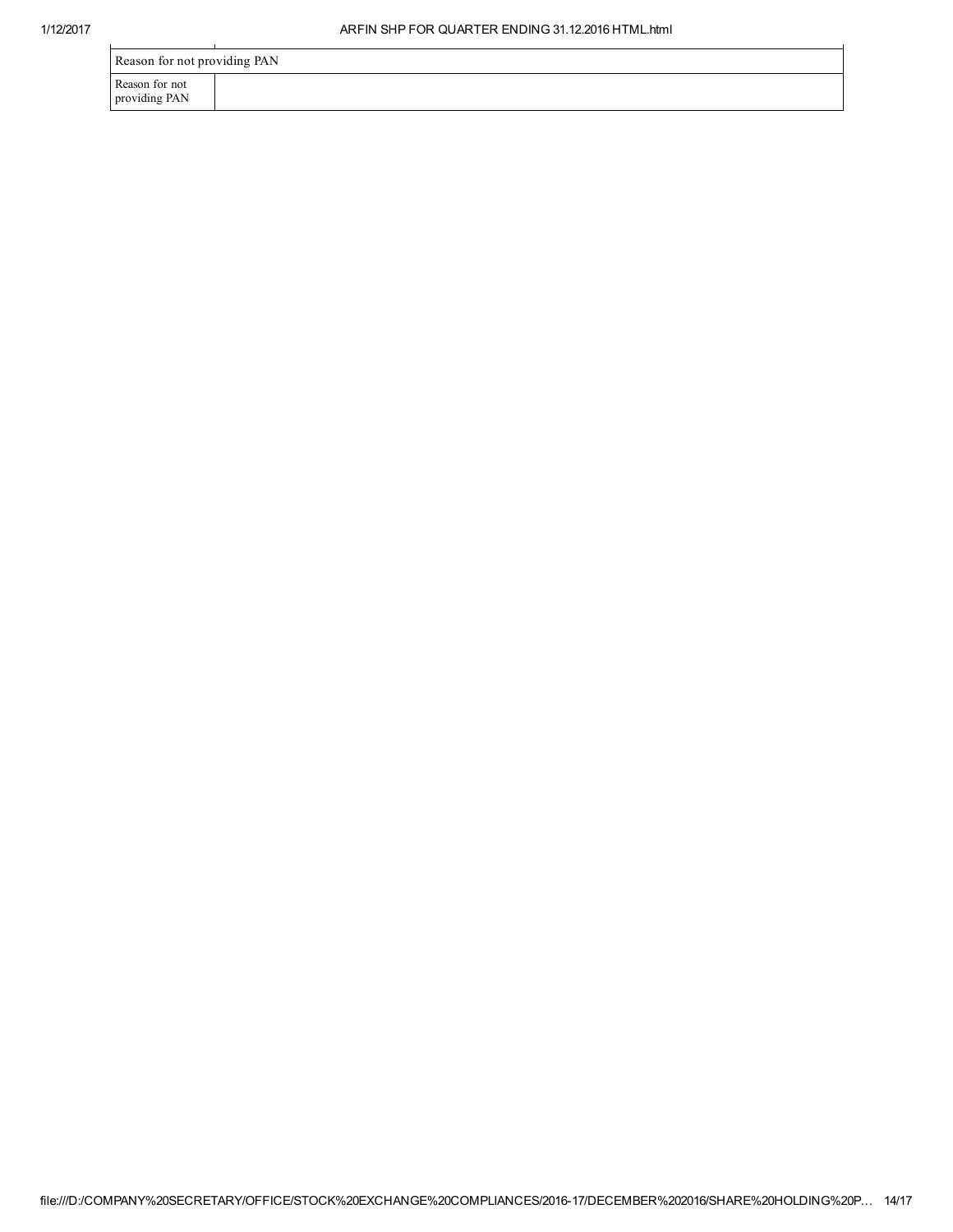| Reason for not providing PAN | |
|---|---|
| Reason for not providing PAN | |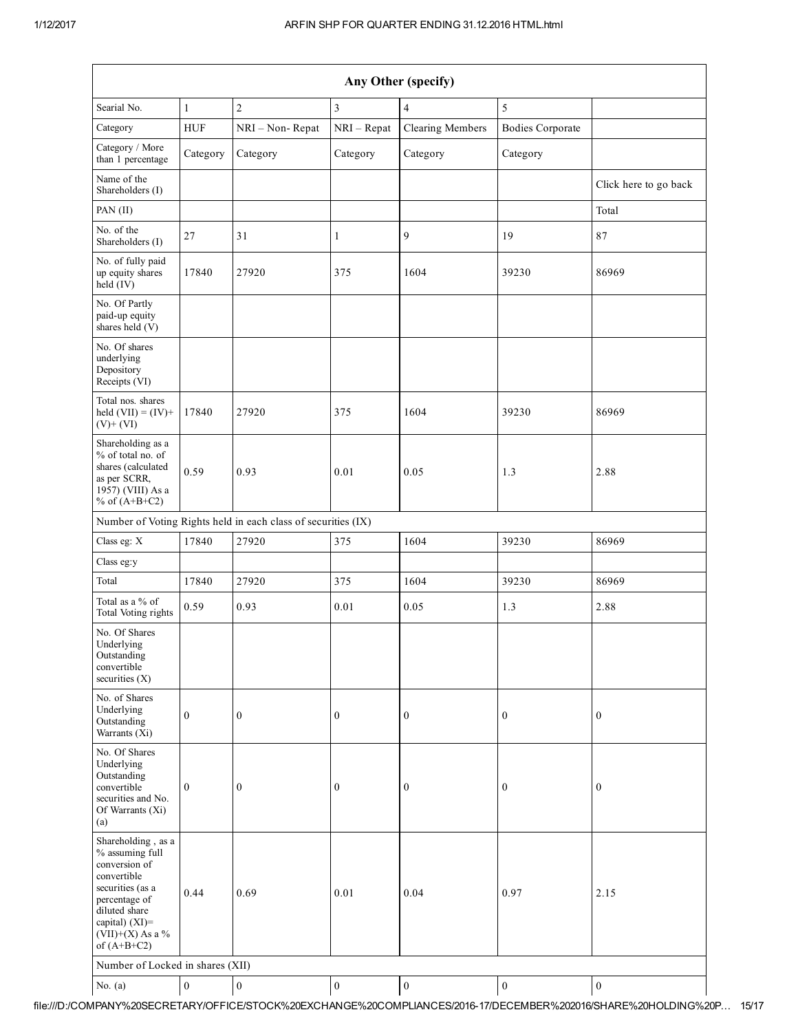| Any Other (specify) | | | | | | |
|---|---|---|---|---|---|---|
| Searial No. | 1 | 2 | 3 | 4 | 5 | |
| Category | HUF | NRI – Non- Repat | NRI – Repat | Clearing Members | Bodies Corporate | |
| Category / More than 1 percentage | Category | Category | Category | Category | Category | |
| Name of the Shareholders (I) | | | | | | Click here to go back |
| PAN (II) | | | | | | Total |
| No. of the Shareholders (I) | 27 | 31 | 1 | 9 | 19 | 87 |
| No. of fully paid up equity shares held (IV) | 17840 | 27920 | 375 | 1604 | 39230 | 86969 |
| No. Of Partly paid-up equity shares held (V) | | | | | | |
| No. Of shares underlying Depository Receipts (VI) | | | | | | |
| Total nos. shares held (VII) = (IV)+ (V)+ (VI) | 17840 | 27920 | 375 | 1604 | 39230 | 86969 |
| Shareholding as a % of total no. of shares (calculated as per SCRR, 1957) (VIII) As a % of (A+B+C2) | 0.59 | 0.93 | 0.01 | 0.05 | 1.3 | 2.88 |
| Number of Voting Rights held in each class of securities (IX) | | | | | | |
| Class eg: X | 17840 | 27920 | 375 | 1604 | 39230 | 86969 |
| Class eg:y | | | | | | |
| Total | 17840 | 27920 | 375 | 1604 | 39230 | 86969 |
| Total as a % of Total Voting rights | 0.59 | 0.93 | 0.01 | 0.05 | 1.3 | 2.88 |
| No. Of Shares Underlying Outstanding convertible securities (X) | | | | | | |
| No. of Shares Underlying Outstanding Warrants (Xi) | 0 | 0 | 0 | 0 | 0 | 0 |
| No. Of Shares Underlying Outstanding convertible securities and No. Of Warrants (Xi) (a) | 0 | 0 | 0 | 0 | 0 | 0 |
| Shareholding , as a % assuming full conversion of convertible securities (as a percentage of diluted share capital) (XI)= (VII)+(X) As a % of (A+B+C2) | 0.44 | 0.69 | 0.01 | 0.04 | 0.97 | 2.15 |
| Number of Locked in shares (XII) | | | | | | |
| No. (a) | 0 | 0 | 0 | 0 | 0 | 0 |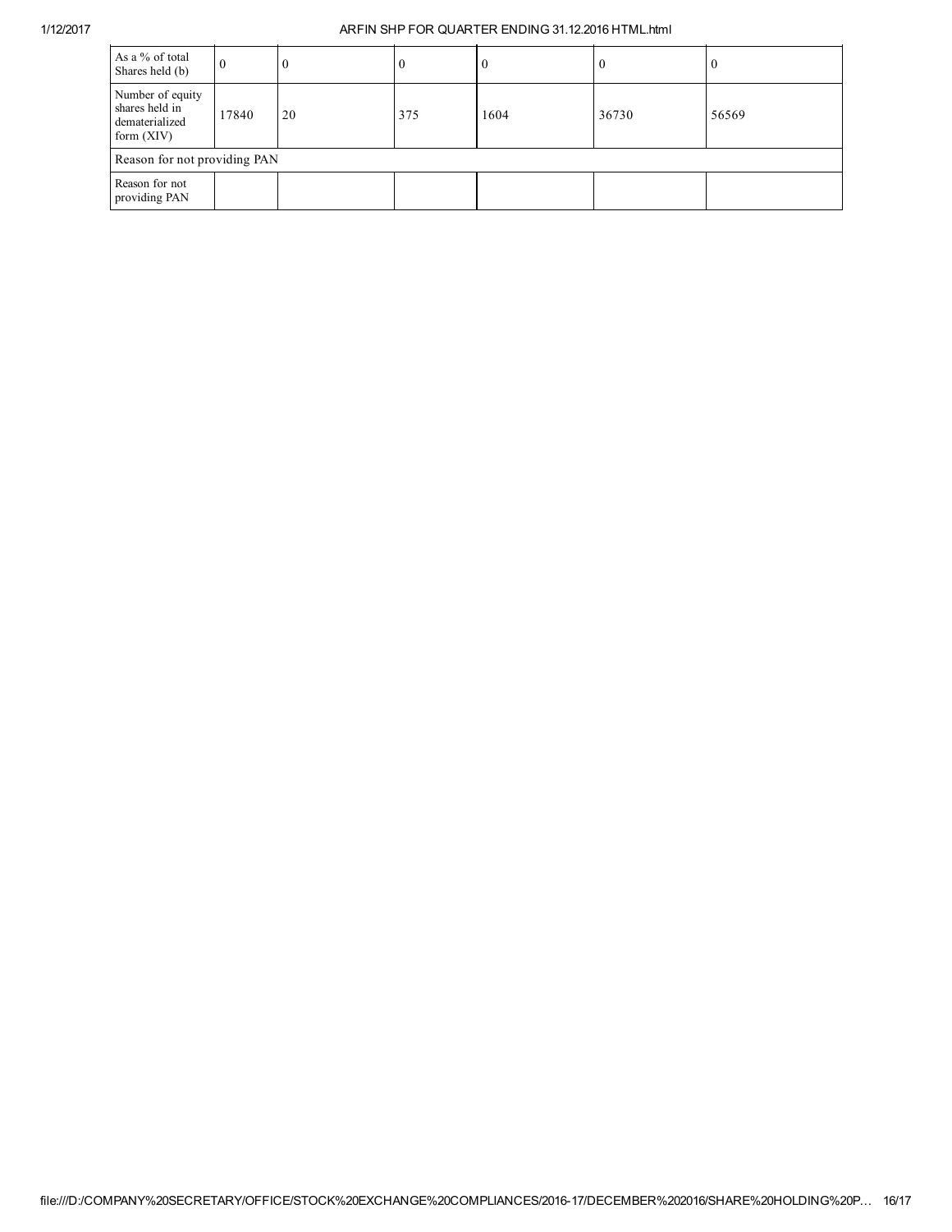| | | | | | | |
|---|---|---|---|---|---|---|
| As a % of total Shares held (b) | 0 | 0 | 0 | 0 | 0 | 0 |
| Number of equity shares held in dematerialized form (XIV) | 17840 | 20 | 375 | 1604 | 36730 | 56569 |
| Reason for not providing PAN | | | | | | |
| Reason for not providing PAN | | | | | | |